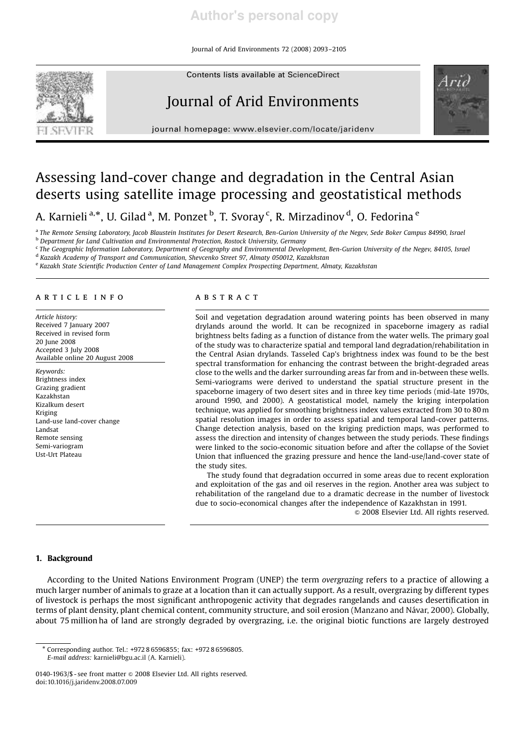# Assessing land-cover change and degradation in the Central Asian deserts using satellite image processing and geostatistical methods

A. Karnieli [a,*], U. Gilad [a], M. Ponzet [b], T. Svoray [c], R. Mirzadinov [d], O. Fedorina [e]

[a] The Remote Sensing Laboratory, Jacob Blaustein Institutes for Desert Research, Ben-Gurion University of the Negev, Sede Boker Campus 84990, Israel
[b] Department for Land Cultivation and Environmental Protection, Rostock University, Germany
[c] The Geographic Information Laboratory, Department of Geography and Environmental Development, Ben-Gurion University of the Negev, 84105, Israel
[d] Kazakh Academy of Transport and Communication, Shevcenko Street 97, Almaty 050012, Kazakhstan
[e] Kazakh State Scientific Production Center of Land Management Complex Prospecting Department, Almaty, Kazakhstan

## ARTICLE INFO

*Article history:*
Received 7 January 2007
Received in revised form 20 June 2008
Accepted 3 July 2008
Available online 20 August 2008

*Keywords:*
Brightness index
Grazing gradient
Kazakhstan
Kizalkum desert
Kriging
Land-use land-cover change
Landsat
Remote sensing
Semi-variogram
Ust-Urt Plateau

## ABSTRACT

Soil and vegetation degradation around watering points has been observed in many drylands around the world. It can be recognized in spaceborne imagery as radial brightness belts fading as a function of distance from the water wells. The primary goal of the study was to characterize spatial and temporal land degradation/rehabilitation in the Central Asian drylands. Tasseled Cap's brightness index was found to be the best spectral transformation for enhancing the contrast between the bright-degraded areas close to the wells and the darker surrounding areas far from and in-between these wells. Semi-variograms were derived to understand the spatial structure present in the spaceborne imagery of two desert sites and in three key time periods (mid-late 1970s, around 1990, and 2000). A geostatistical model, namely the kriging interpolation technique, was applied for smoothing brightness index values extracted from 30 to 80 m spatial resolution images in order to assess spatial and temporal land-cover patterns. Change detection analysis, based on the kriging prediction maps, was performed to assess the direction and intensity of changes between the study periods. These findings were linked to the socio-economic situation before and after the collapse of the Soviet Union that influenced the grazing pressure and hence the land-use/land-cover state of the study sites.

The study found that degradation occurred in some areas due to recent exploration and exploitation of the gas and oil reserves in the region. Another area was subject to rehabilitation of the rangeland due to a dramatic decrease in the number of livestock due to socio-economical changes after the independence of Kazakhstan in 1991.

© 2008 Elsevier Ltd. All rights reserved.

## 1. Background

According to the United Nations Environment Program (UNEP) the term *overgrazing* refers to a practice of allowing a much larger number of animals to graze at a location than it can actually support. As a result, overgrazing by different types of livestock is perhaps the most significant anthropogenic activity that degrades rangelands and causes desertification in terms of plant density, plant chemical content, community structure, and soil erosion (Manzano and Návar, 2000). Globally, about 75 million ha of land are strongly degraded by overgrazing, i.e. the original biotic functions are largely destroyed

* Corresponding author. Tel.: +972 8 6596855; fax: +972 8 6596805.
*E-mail address:* karnieli@bgu.ac.il (A. Karnieli).

0140-1963/$ - see front matter © 2008 Elsevier Ltd. All rights reserved.
doi:10.1016/j.jaridenv.2008.07.009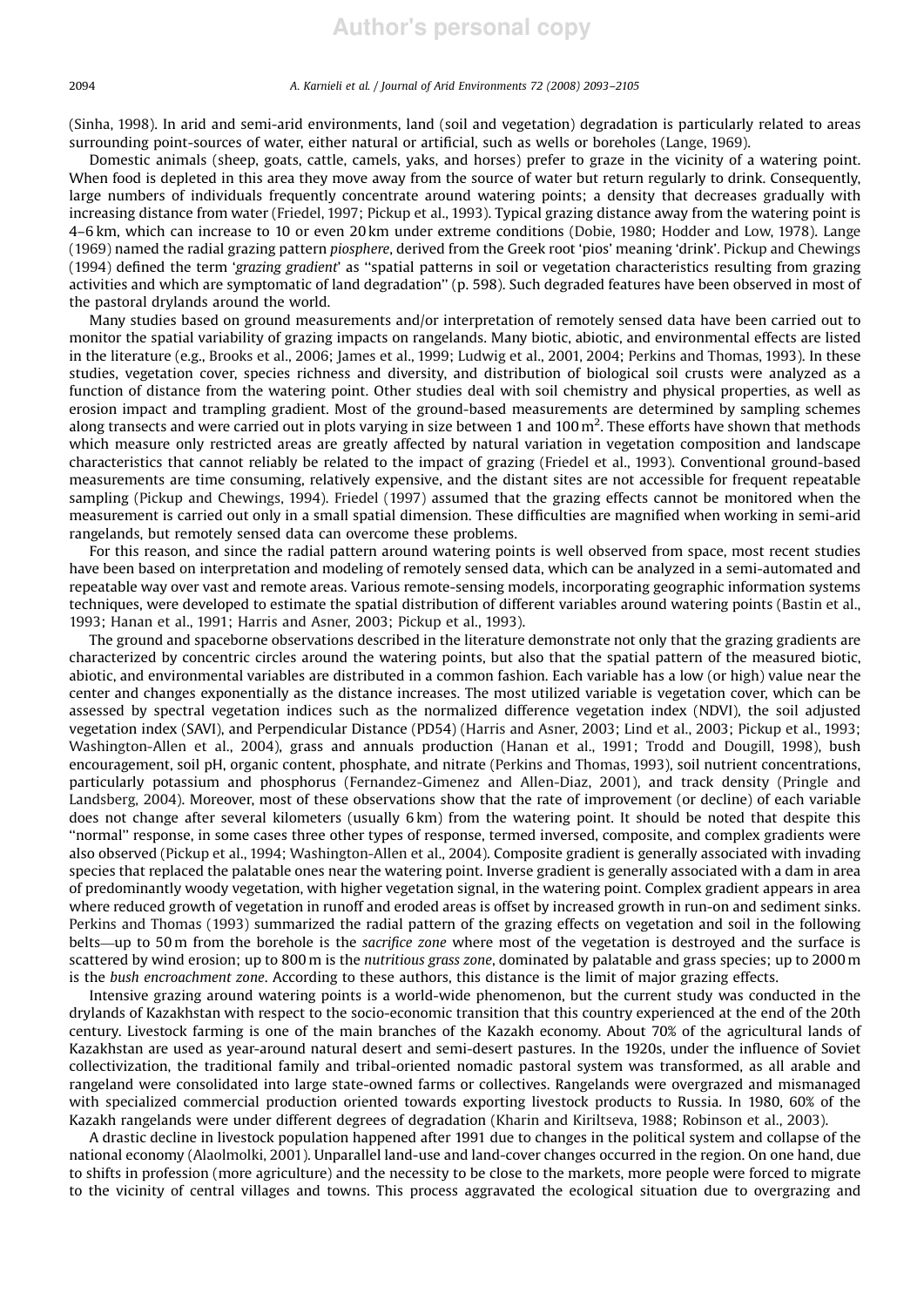(Sinha, 1998). In arid and semi-arid environments, land (soil and vegetation) degradation is particularly related to areas surrounding point-sources of water, either natural or artificial, such as wells or boreholes (Lange, 1969).

Domestic animals (sheep, goats, cattle, camels, yaks, and horses) prefer to graze in the vicinity of a watering point. When food is depleted in this area they move away from the source of water but return regularly to drink. Consequently, large numbers of individuals frequently concentrate around watering points; a density that decreases gradually with increasing distance from water (Friedel, 1997; Pickup et al., 1993). Typical grazing distance away from the watering point is 4–6 km, which can increase to 10 or even 20 km under extreme conditions (Dobie, 1980; Hodder and Low, 1978). Lange (1969) named the radial grazing pattern *piosphere*, derived from the Greek root 'pios' meaning 'drink'. Pickup and Chewings (1994) defined the term '*grazing gradient*' as "spatial patterns in soil or vegetation characteristics resulting from grazing activities and which are symptomatic of land degradation" (p. 598). Such degraded features have been observed in most of the pastoral drylands around the world.

Many studies based on ground measurements and/or interpretation of remotely sensed data have been carried out to monitor the spatial variability of grazing impacts on rangelands. Many biotic, abiotic, and environmental effects are listed in the literature (e.g., Brooks et al., 2006; James et al., 1999; Ludwig et al., 2001, 2004; Perkins and Thomas, 1993). In these studies, vegetation cover, species richness and diversity, and distribution of biological soil crusts were analyzed as a function of distance from the watering point. Other studies deal with soil chemistry and physical properties, as well as erosion impact and trampling gradient. Most of the ground-based measurements are determined by sampling schemes along transects and were carried out in plots varying in size between 1 and 100 m$^2$. These efforts have shown that methods which measure only restricted areas are greatly affected by natural variation in vegetation composition and landscape characteristics that cannot reliably be related to the impact of grazing (Friedel et al., 1993). Conventional ground-based measurements are time consuming, relatively expensive, and the distant sites are not accessible for frequent repeatable sampling (Pickup and Chewings, 1994). Friedel (1997) assumed that the grazing effects cannot be monitored when the measurement is carried out only in a small spatial dimension. These difficulties are magnified when working in semi-arid rangelands, but remotely sensed data can overcome these problems.

For this reason, and since the radial pattern around watering points is well observed from space, most recent studies have been based on interpretation and modeling of remotely sensed data, which can be analyzed in a semi-automated and repeatable way over vast and remote areas. Various remote-sensing models, incorporating geographic information systems techniques, were developed to estimate the spatial distribution of different variables around watering points (Bastin et al., 1993; Hanan et al., 1991; Harris and Asner, 2003; Pickup et al., 1993).

The ground and spaceborne observations described in the literature demonstrate not only that the grazing gradients are characterized by concentric circles around the watering points, but also that the spatial pattern of the measured biotic, abiotic, and environmental variables are distributed in a common fashion. Each variable has a low (or high) value near the center and changes exponentially as the distance increases. The most utilized variable is vegetation cover, which can be assessed by spectral vegetation indices such as the normalized difference vegetation index (NDVI), the soil adjusted vegetation index (SAVI), and Perpendicular Distance (PD54) (Harris and Asner, 2003; Lind et al., 2003; Pickup et al., 1993; Washington-Allen et al., 2004), grass and annuals production (Hanan et al., 1991; Trodd and Dougill, 1998), bush encouragement, soil pH, organic content, phosphate, and nitrate (Perkins and Thomas, 1993), soil nutrient concentrations, particularly potassium and phosphorus (Fernandez-Gimenez and Allen-Diaz, 2001), and track density (Pringle and Landsberg, 2004). Moreover, most of these observations show that the rate of improvement (or decline) of each variable does not change after several kilometers (usually 6 km) from the watering point. It should be noted that despite this "normal" response, in some cases three other types of response, termed inversed, composite, and complex gradients were also observed (Pickup et al., 1994; Washington-Allen et al., 2004). Composite gradient is generally associated with invading species that replaced the palatable ones near the watering point. Inverse gradient is generally associated with a dam in area of predominantly woody vegetation, with higher vegetation signal, in the watering point. Complex gradient appears in area where reduced growth of vegetation in runoff and eroded areas is offset by increased growth in run-on and sediment sinks. Perkins and Thomas (1993) summarized the radial pattern of the grazing effects on vegetation and soil in the following belts—up to 50 m from the borehole is the *sacrifice zone* where most of the vegetation is destroyed and the surface is scattered by wind erosion; up to 800 m is the *nutritious grass zone*, dominated by palatable and grass species; up to 2000 m is the *bush encroachment zone*. According to these authors, this distance is the limit of major grazing effects.

Intensive grazing around watering points is a world-wide phenomenon, but the current study was conducted in the drylands of Kazakhstan with respect to the socio-economic transition that this country experienced at the end of the 20th century. Livestock farming is one of the main branches of the Kazakh economy. About 70% of the agricultural lands of Kazakhstan are used as year-around natural desert and semi-desert pastures. In the 1920s, under the influence of Soviet collectivization, the traditional family and tribal-oriented nomadic pastoral system was transformed, as all arable and rangeland were consolidated into large state-owned farms or collectives. Rangelands were overgrazed and mismanaged with specialized commercial production oriented towards exporting livestock products to Russia. In 1980, 60% of the Kazakh rangelands were under different degrees of degradation (Kharin and Kiriltseva, 1988; Robinson et al., 2003).

A drastic decline in livestock population happened after 1991 due to changes in the political system and collapse of the national economy (Alaolmolki, 2001). Unparallel land-use and land-cover changes occurred in the region. On one hand, due to shifts in profession (more agriculture) and the necessity to be close to the markets, more people were forced to migrate to the vicinity of central villages and towns. This process aggravated the ecological situation due to overgrazing and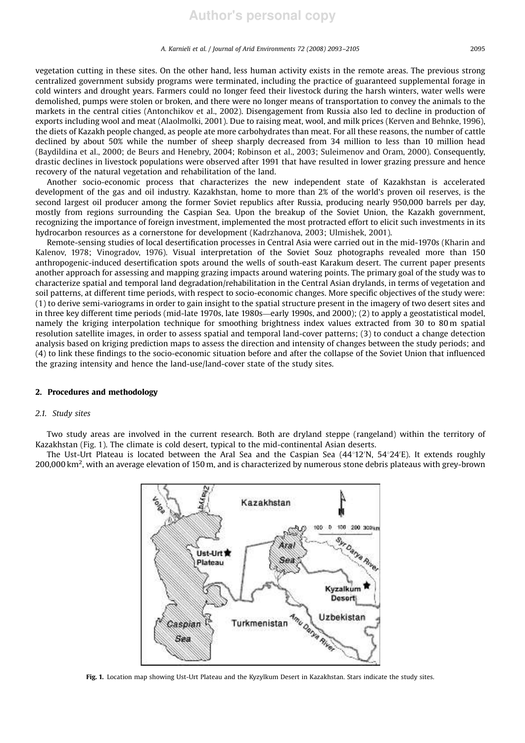vegetation cutting in these sites. On the other hand, less human activity exists in the remote areas. The previous strong centralized government subsidy programs were terminated, including the practice of guaranteed supplemental forage in cold winters and drought years. Farmers could no longer feed their livestock during the harsh winters, water wells were demolished, pumps were stolen or broken, and there were no longer means of transportation to convey the animals to the markets in the central cities (Antonchikov et al., 2002). Disengagement from Russia also led to decline in production of exports including wool and meat (Alaolmolki, 2001). Due to raising meat, wool, and milk prices (Kerven and Behnke, 1996), the diets of Kazakh people changed, as people ate more carbohydrates than meat. For all these reasons, the number of cattle declined by about 50% while the number of sheep sharply decreased from 34 million to less than 10 million head (Baydildina et al., 2000; de Beurs and Henebry, 2004; Robinson et al., 2003; Suleimenov and Oram, 2000). Consequently, drastic declines in livestock populations were observed after 1991 that have resulted in lower grazing pressure and hence recovery of the natural vegetation and rehabilitation of the land.

Another socio-economic process that characterizes the new independent state of Kazakhstan is accelerated development of the gas and oil industry. Kazakhstan, home to more than 2% of the world's proven oil reserves, is the second largest oil producer among the former Soviet republics after Russia, producing nearly 950,000 barrels per day, mostly from regions surrounding the Caspian Sea. Upon the breakup of the Soviet Union, the Kazakh government, recognizing the importance of foreign investment, implemented the most protracted effort to elicit such investments in its hydrocarbon resources as a cornerstone for development (Kadrzhanova, 2003; Ulmishek, 2001).

Remote-sensing studies of local desertification processes in Central Asia were carried out in the mid-1970s (Kharin and Kalenov, 1978; Vinogradov, 1976). Visual interpretation of the Soviet Souz photographs revealed more than 150 anthropogenic-induced desertification spots around the wells of south-east Karakum desert. The current paper presents another approach for assessing and mapping grazing impacts around watering points. The primary goal of the study was to characterize spatial and temporal land degradation/rehabilitation in the Central Asian drylands, in terms of vegetation and soil patterns, at different time periods, with respect to socio-economic changes. More specific objectives of the study were: (1) to derive semi-variograms in order to gain insight to the spatial structure present in the imagery of two desert sites and in three key different time periods (mid-late 1970s, late 1980s—early 1990s, and 2000); (2) to apply a geostatistical model, namely the kriging interpolation technique for smoothing brightness index values extracted from 30 to 80 m spatial resolution satellite images, in order to assess spatial and temporal land-cover patterns; (3) to conduct a change detection analysis based on kriging prediction maps to assess the direction and intensity of changes between the study periods; and (4) to link these findings to the socio-economic situation before and after the collapse of the Soviet Union that influenced the grazing intensity and hence the land-use/land-cover state of the study sites.

## 2. Procedures and methodology

### 2.1. Study sites

Two study areas are involved in the current research. Both are dryland steppe (rangeland) within the territory of Kazakhstan (Fig. 1). The climate is cold desert, typical to the mid-continental Asian deserts.

The Ust-Urt Plateau is located between the Aral Sea and the Caspian Sea (44°12′N, 54°24′E). It extends roughly 200,000 km$^2$, with an average elevation of 150 m, and is characterized by numerous stone debris plateaus with grey-brown

**Fig. 1.** Location map showing Ust-Urt Plateau and the Kyzylkum Desert in Kazakhstan. Stars indicate the study sites.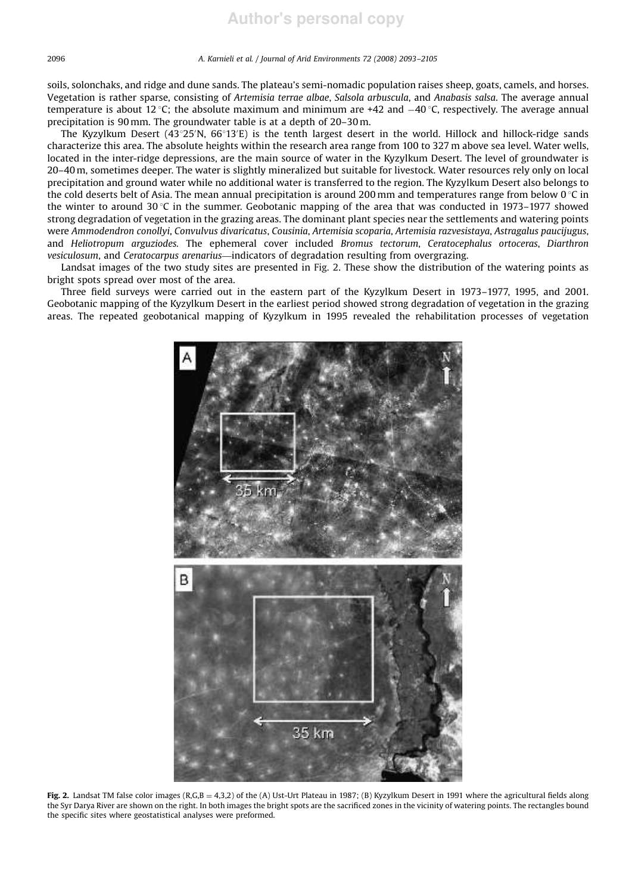soils, solonchaks, and ridge and dune sands. The plateau's semi-nomadic population raises sheep, goats, camels, and horses. Vegetation is rather sparse, consisting of *Artemisia terrae albae*, *Salsola arbuscula*, and *Anabasis salsa*. The average annual temperature is about 12 °C; the absolute maximum and minimum are +42 and −40 °C, respectively. The average annual precipitation is 90 mm. The groundwater table is at a depth of 20–30 m.

The Kyzylkum Desert (43°25′N, 66°13′E) is the tenth largest desert in the world. Hillock and hillock-ridge sands characterize this area. The absolute heights within the research area range from 100 to 327 m above sea level. Water wells, located in the inter-ridge depressions, are the main source of water in the Kyzylkum Desert. The level of groundwater is 20–40 m, sometimes deeper. The water is slightly mineralized but suitable for livestock. Water resources rely only on local precipitation and ground water while no additional water is transferred to the region. The Kyzylkum Desert also belongs to the cold deserts belt of Asia. The mean annual precipitation is around 200 mm and temperatures range from below 0 °C in the winter to around 30 °C in the summer. Geobotanic mapping of the area that was conducted in 1973–1977 showed strong degradation of vegetation in the grazing areas. The dominant plant species near the settlements and watering points were *Ammodendron conollyi*, *Convulvus divaricatus*, *Cousinia*, *Artemisia scoparia*, *Artemisia razvesistaya*, *Astragalus paucijugus*, and *Heliotropum arguziodes*. The ephemeral cover included *Bromus tectorum*, *Ceratocephalus ortoceras*, *Diarthron vesiculosum*, and *Ceratocarpus arenarius*—indicators of degradation resulting from overgrazing.

Landsat images of the two study sites are presented in Fig. 2. These show the distribution of the watering points as bright spots spread over most of the area.

Three field surveys were carried out in the eastern part of the Kyzylkum Desert in 1973–1977, 1995, and 2001. Geobotanic mapping of the Kyzylkum Desert in the earliest period showed strong degradation of vegetation in the grazing areas. The repeated geobotanical mapping of Kyzylkum in 1995 revealed the rehabilitation processes of vegetation

**Fig. 2.** Landsat TM false color images (R,G,B = 4,3,2) of the (A) Ust-Urt Plateau in 1987; (B) Kyzylkum Desert in 1991 where the agricultural fields along the Syr Darya River are shown on the right. In both images the bright spots are the sacrificed zones in the vicinity of watering points. The rectangles bound the specific sites where geostatistical analyses were preformed.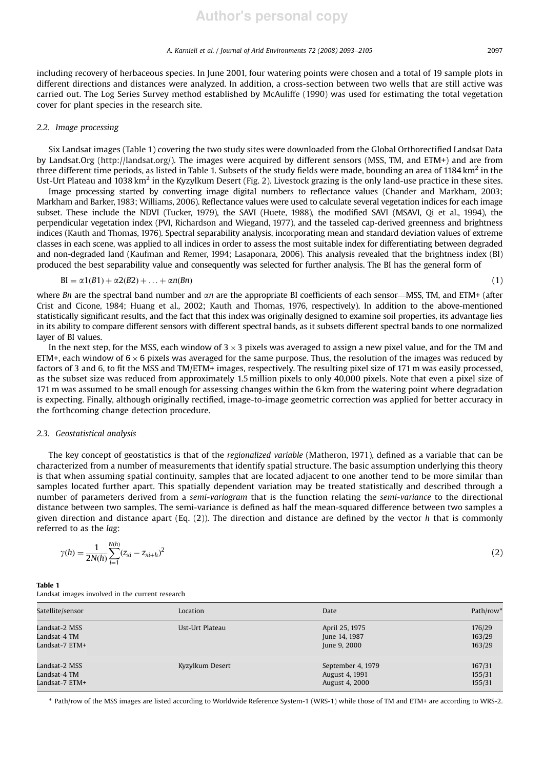including recovery of herbaceous species. In June 2001, four watering points were chosen and a total of 19 sample plots in different directions and distances were analyzed. In addition, a cross-section between two wells that are still active was carried out. The Log Series Survey method established by McAuliffe (1990) was used for estimating the total vegetation cover for plant species in the research site.

### 2.2. Image processing

Six Landsat images (Table 1) covering the two study sites were downloaded from the Global Orthorectified Landsat Data by Landsat.Org (http://landsat.org/). The images were acquired by different sensors (MSS, TM, and ETM+) and are from three different time periods, as listed in Table 1. Subsets of the study fields were made, bounding an area of 1184 km$^2$ in the Ust-Urt Plateau and 1038 km$^2$ in the Kyzylkum Desert (Fig. 2). Livestock grazing is the only land-use practice in these sites.

Image processing started by converting image digital numbers to reflectance values (Chander and Markham, 2003; Markham and Barker, 1983; Williams, 2006). Reflectance values were used to calculate several vegetation indices for each image subset. These include the NDVI (Tucker, 1979), the SAVI (Huete, 1988), the modified SAVI (MSAVI, Qi et al., 1994), the perpendicular vegetation index (PVI, Richardson and Wiegand, 1977), and the tasseled cap-derived greenness and brightness indices (Kauth and Thomas, 1976). Spectral separability analysis, incorporating mean and standard deviation values of extreme classes in each scene, was applied to all indices in order to assess the most suitable index for differentiating between degraded and non-degraded land (Kaufman and Remer, 1994; Lasaponara, 2006). This analysis revealed that the brightness index (BI) produced the best separability value and consequently was selected for further analysis. The BI has the general form of

$$\mathrm{BI} = \alpha 1(B1) + \alpha 2(B2) + \ldots + \alpha n(Bn) \tag{1}$$

where $Bn$ are the spectral band number and $\alpha n$ are the appropriate BI coefficients of each sensor—MSS, TM, and ETM+ (after Crist and Cicone, 1984; Huang et al., 2002; Kauth and Thomas, 1976, respectively). In addition to the above-mentioned statistically significant results, and the fact that this index was originally designed to examine soil properties, its advantage lies in its ability to compare different sensors with different spectral bands, as it subsets different spectral bands to one normalized layer of BI values.

In the next step, for the MSS, each window of $3 \times 3$ pixels was averaged to assign a new pixel value, and for the TM and ETM+, each window of $6 \times 6$ pixels was averaged for the same purpose. Thus, the resolution of the images was reduced by factors of 3 and 6, to fit the MSS and TM/ETM+ images, respectively. The resulting pixel size of 171 m was easily processed, as the subset size was reduced from approximately 1.5 million pixels to only 40,000 pixels. Note that even a pixel size of 171 m was assumed to be small enough for assessing changes within the 6 km from the watering point where degradation is expecting. Finally, although originally rectified, image-to-image geometric correction was applied for better accuracy in the forthcoming change detection procedure.

### 2.3. Geostatistical analysis

The key concept of geostatistics is that of the *regionalized variable* (Matheron, 1971), defined as a variable that can be characterized from a number of measurements that identify spatial structure. The basic assumption underlying this theory is that when assuming spatial continuity, samples that are located adjacent to one another tend to be more similar than samples located further apart. This spatially dependent variation may be treated statistically and described through a number of parameters derived from a *semi-variogram* that is the function relating the *semi-variance* to the directional distance between two samples. The semi-variance is defined as half the mean-squared difference between two samples a given direction and distance apart (Eq. (2)). The direction and distance are defined by the vector $h$ that is commonly referred to as the *lag*:

$$\gamma(h) = \frac{1}{2N(h)} \sum_{i=1}^{N(h)} (z_{xi} - z_{xi+h})^2 \tag{2}$$

**Table 1**
Landsat images involved in the current research

| Satellite/sensor | Location | Date | Path/row* |
|---|---|---|---|
| Landsat-2 MSS | Ust-Urt Plateau | April 25, 1975 | 176/29 |
| Landsat-4 TM | | June 14, 1987 | 163/29 |
| Landsat-7 ETM+ | | June 9, 2000 | 163/29 |
| Landsat-2 MSS | Kyzylkum Desert | September 4, 1979 | 167/31 |
| Landsat-4 TM | | August 4, 1991 | 155/31 |
| Landsat-7 ETM+ | | August 4, 2000 | 155/31 |

* Path/row of the MSS images are listed according to Worldwide Reference System-1 (WRS-1) while those of TM and ETM+ are according to WRS-2.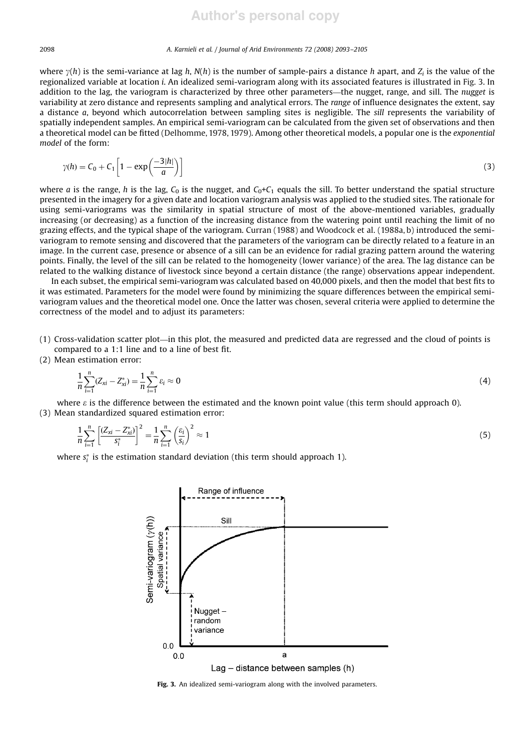where $\gamma(h)$ is the semi-variance at lag $h$, $N(h)$ is the number of sample-pairs a distance $h$ apart, and $Z_i$ is the value of the regionalized variable at location $i$. An idealized semi-variogram along with its associated features is illustrated in Fig. 3. In addition to the lag, the variogram is characterized by three other parameters—the nugget, range, and sill. The *nugget* is variability at zero distance and represents sampling and analytical errors. The *range* of influence designates the extent, say a distance $a$, beyond which autocorrelation between sampling sites is negligible. The *sill* represents the variability of spatially independent samples. An empirical semi-variogram can be calculated from the given set of observations and then a theoretical model can be fitted (Delhomme, 1978, 1979). Among other theoretical models, a popular one is the *exponential model* of the form:

$$\gamma(h) = C_0 + C_1\left[1 - \exp\left(\frac{-3|h|}{a}\right)\right] \tag{3}$$

where $a$ is the range, $h$ is the lag, $C_0$ is the nugget, and $C_0$+$C_1$ equals the sill. To better understand the spatial structure presented in the imagery for a given date and location variogram analysis was applied to the studied sites. The rationale for using semi-variograms was the similarity in spatial structure of most of the above-mentioned variables, gradually increasing (or decreasing) as a function of the increasing distance from the watering point until reaching the limit of no grazing effects, and the typical shape of the variogram. Curran (1988) and Woodcock et al. (1988a, b) introduced the semi-variogram to remote sensing and discovered that the parameters of the variogram can be directly related to a feature in an image. In the current case, presence or absence of a sill can be an evidence for radial grazing pattern around the watering points. Finally, the level of the sill can be related to the homogeneity (lower variance) of the area. The lag distance can be related to the walking distance of livestock since beyond a certain distance (the range) observations appear independent.

In each subset, the empirical semi-variogram was calculated based on 40,000 pixels, and then the model that best fits to it was estimated. Parameters for the model were found by minimizing the square differences between the empirical semi-variogram values and the theoretical model one. Once the latter was chosen, several criteria were applied to determine the correctness of the model and to adjust its parameters:

(1) Cross-validation scatter plot—in this plot, the measured and predicted data are regressed and the cloud of points is compared to a 1:1 line and to a line of best fit.

(2) Mean estimation error:

$$\frac{1}{n}\sum_{i=1}^{n}(Z_{xi} - Z_{xi}^{*}) = \frac{1}{n}\sum_{i=1}^{n}\varepsilon_i \approx 0 \tag{4}$$

where $\varepsilon$ is the difference between the estimated and the known point value (this term should approach 0).

(3) Mean standardized squared estimation error:

$$\frac{1}{n}\sum_{i=1}^{n}\left[\frac{(Z_{xi} - Z_{xi}^{*})}{s_i^{*}}\right]^2 = \frac{1}{n}\sum_{i=1}^{n}\left(\frac{\varepsilon_i}{s_i}\right)^2 \approx 1 \tag{5}$$

where $s_i^{*}$ is the estimation standard deviation (this term should approach 1).

**Fig. 3.** An idealized semi-variogram along with the involved parameters.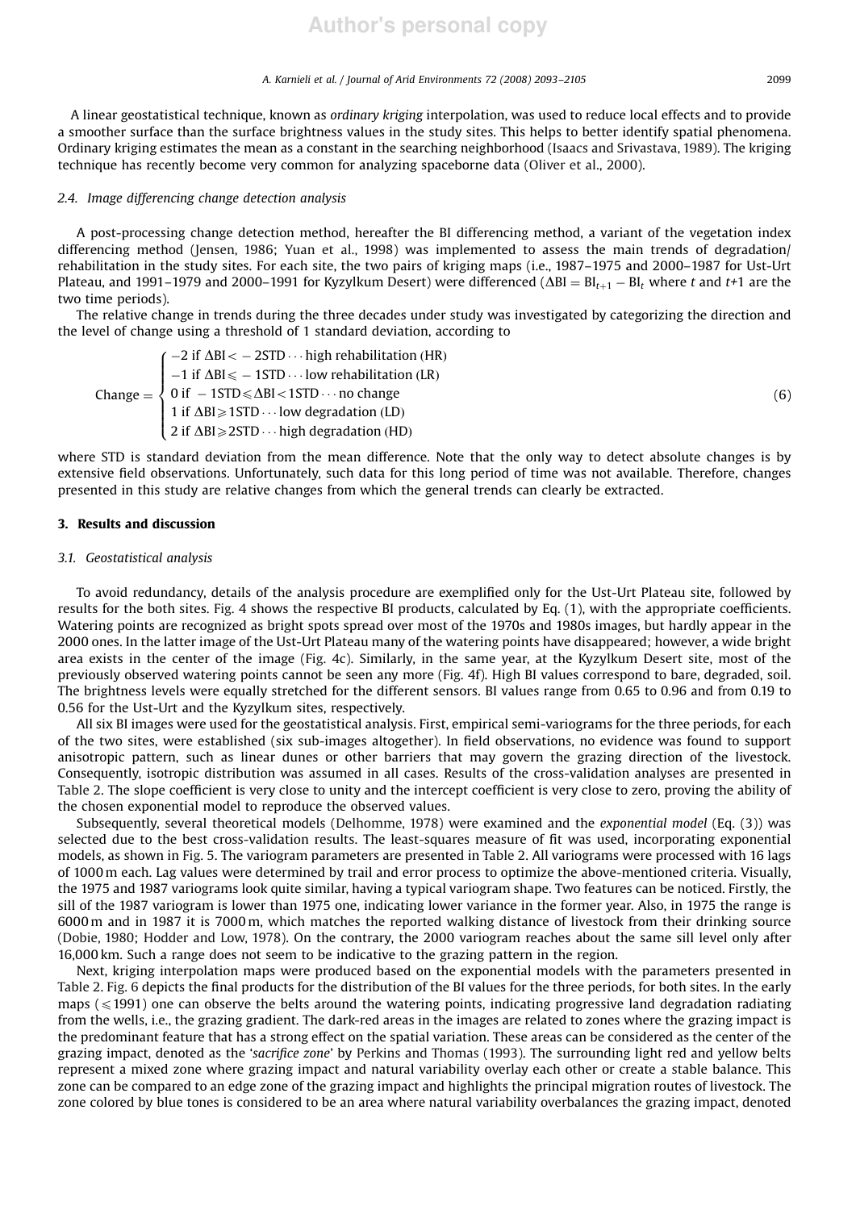A linear geostatistical technique, known as *ordinary kriging* interpolation, was used to reduce local effects and to provide a smoother surface than the surface brightness values in the study sites. This helps to better identify spatial phenomena. Ordinary kriging estimates the mean as a constant in the searching neighborhood (Isaacs and Srivastava, 1989). The kriging technique has recently become very common for analyzing spaceborne data (Oliver et al., 2000).

### 2.4. Image differencing change detection analysis

A post-processing change detection method, hereafter the BI differencing method, a variant of the vegetation index differencing method (Jensen, 1986; Yuan et al., 1998) was implemented to assess the main trends of degradation/rehabilitation in the study sites. For each site, the two pairs of kriging maps (i.e., 1987–1975 and 2000–1987 for Ust-Urt Plateau, and 1991–1979 and 2000–1991 for Kyzylkum Desert) were differenced ($\Delta BI = BI_{t+1} - BI_t$ where $t$ and $t$+1 are the two time periods).

The relative change in trends during the three decades under study was investigated by categorizing the direction and the level of change using a threshold of 1 standard deviation, according to

$$\text{Change} = \begin{cases} -2 \text{ if } \Delta BI < -2STD \cdots \text{high rehabilitation (HR)} \\ -1 \text{ if } \Delta BI \leqslant -1STD \cdots \text{low rehabilitation (LR)} \\ 0 \text{ if } -1STD \leqslant \Delta BI < 1STD \cdots \text{no change} \\ 1 \text{ if } \Delta BI \geqslant 1STD \cdots \text{low degradation (LD)} \\ 2 \text{ if } \Delta BI \geqslant 2STD \cdots \text{high degradation (HD)} \end{cases} \tag{6}$$

where STD is standard deviation from the mean difference. Note that the only way to detect absolute changes is by extensive field observations. Unfortunately, such data for this long period of time was not available. Therefore, changes presented in this study are relative changes from which the general trends can clearly be extracted.

## 3. Results and discussion

### 3.1. Geostatistical analysis

To avoid redundancy, details of the analysis procedure are exemplified only for the Ust-Urt Plateau site, followed by results for the both sites. Fig. 4 shows the respective BI products, calculated by Eq. (1), with the appropriate coefficients. Watering points are recognized as bright spots spread over most of the 1970s and 1980s images, but hardly appear in the 2000 ones. In the latter image of the Ust-Urt Plateau many of the watering points have disappeared; however, a wide bright area exists in the center of the image (Fig. 4c). Similarly, in the same year, at the Kyzylkum Desert site, most of the previously observed watering points cannot be seen any more (Fig. 4f). High BI values correspond to bare, degraded, soil. The brightness levels were equally stretched for the different sensors. BI values range from 0.65 to 0.96 and from 0.19 to 0.56 for the Ust-Urt and the Kyzylkum sites, respectively.

All six BI images were used for the geostatistical analysis. First, empirical semi-variograms for the three periods, for each of the two sites, were established (six sub-images altogether). In field observations, no evidence was found to support anisotropic pattern, such as linear dunes or other barriers that may govern the grazing direction of the livestock. Consequently, isotropic distribution was assumed in all cases. Results of the cross-validation analyses are presented in Table 2. The slope coefficient is very close to unity and the intercept coefficient is very close to zero, proving the ability of the chosen exponential model to reproduce the observed values.

Subsequently, several theoretical models (Delhomme, 1978) were examined and the *exponential model* (Eq. (3)) was selected due to the best cross-validation results. The least-squares measure of fit was used, incorporating exponential models, as shown in Fig. 5. The variogram parameters are presented in Table 2. All variograms were processed with 16 lags of 1000 m each. Lag values were determined by trail and error process to optimize the above-mentioned criteria. Visually, the 1975 and 1987 variograms look quite similar, having a typical variogram shape. Two features can be noticed. Firstly, the sill of the 1987 variogram is lower than 1975 one, indicating lower variance in the former year. Also, in 1975 the range is 6000 m and in 1987 it is 7000 m, which matches the reported walking distance of livestock from their drinking source (Dobie, 1980; Hodder and Low, 1978). On the contrary, the 2000 variogram reaches about the same sill level only after 16,000 km. Such a range does not seem to be indicative to the grazing pattern in the region.

Next, kriging interpolation maps were produced based on the exponential models with the parameters presented in Table 2. Fig. 6 depicts the final products for the distribution of the BI values for the three periods, for both sites. In the early maps ($\leqslant$1991) one can observe the belts around the watering points, indicating progressive land degradation radiating from the wells, i.e., the grazing gradient. The dark-red areas in the images are related to zones where the grazing impact is the predominant feature that has a strong effect on the spatial variation. These areas can be considered as the center of the grazing impact, denoted as the '*sacrifice zone*' by Perkins and Thomas (1993). The surrounding light red and yellow belts represent a mixed zone where grazing impact and natural variability overlay each other or create a stable balance. This zone can be compared to an edge zone of the grazing impact and highlights the principal migration routes of livestock. The zone colored by blue tones is considered to be an area where natural variability overbalances the grazing impact, denoted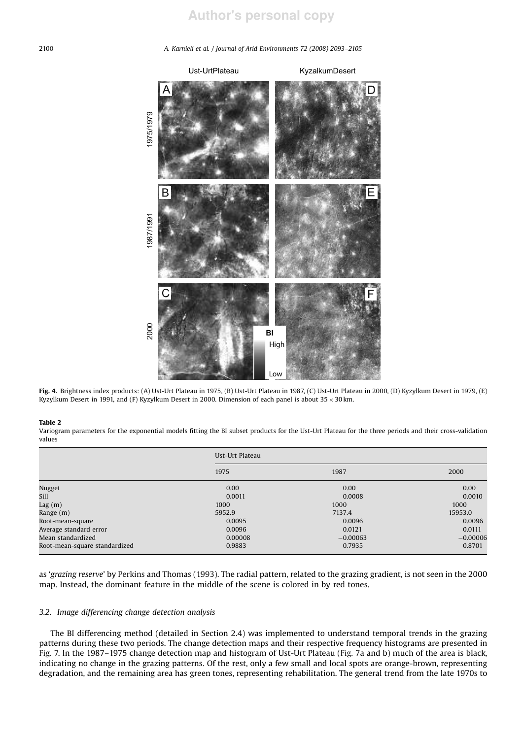**Fig. 4.** Brightness index products: (A) Ust-Urt Plateau in 1975, (B) Ust-Urt Plateau in 1987, (C) Ust-Urt Plateau in 2000, (D) Kyzylkum Desert in 1979, (E) Kyzylkum Desert in 1991, and (F) Kyzylkum Desert in 2000. Dimension of each panel is about 35 × 30 km.

**Table 2**
Variogram parameters for the exponential models fitting the BI subset products for the Ust-Urt Plateau for the three periods and their cross-validation values

| | Ust-Urt Plateau | | |
|---|---|---|---|
| | 1975 | 1987 | 2000 |
| Nugget | 0.00 | 0.00 | 0.00 |
| Sill | 0.0011 | 0.0008 | 0.0010 |
| Lag (m) | 1000 | 1000 | 1000 |
| Range (m) | 5952.9 | 7137.4 | 15953.0 |
| Root-mean-square | 0.0095 | 0.0096 | 0.0096 |
| Average standard error | 0.0096 | 0.0121 | 0.0111 |
| Mean standardized | 0.00008 | −0.00063 | −0.00006 |
| Root-mean-square standardized | 0.9883 | 0.7935 | 0.8701 |

as '*grazing reserve*' by Perkins and Thomas (1993). The radial pattern, related to the grazing gradient, is not seen in the 2000 map. Instead, the dominant feature in the middle of the scene is colored in by red tones.

### 3.2. Image differencing change detection analysis

The BI differencing method (detailed in Section 2.4) was implemented to understand temporal trends in the grazing patterns during these two periods. The change detection maps and their respective frequency histograms are presented in Fig. 7. In the 1987–1975 change detection map and histogram of Ust-Urt Plateau (Fig. 7a and b) much of the area is black, indicating no change in the grazing patterns. Of the rest, only a few small and local spots are orange-brown, representing degradation, and the remaining area has green tones, representing rehabilitation. The general trend from the late 1970s to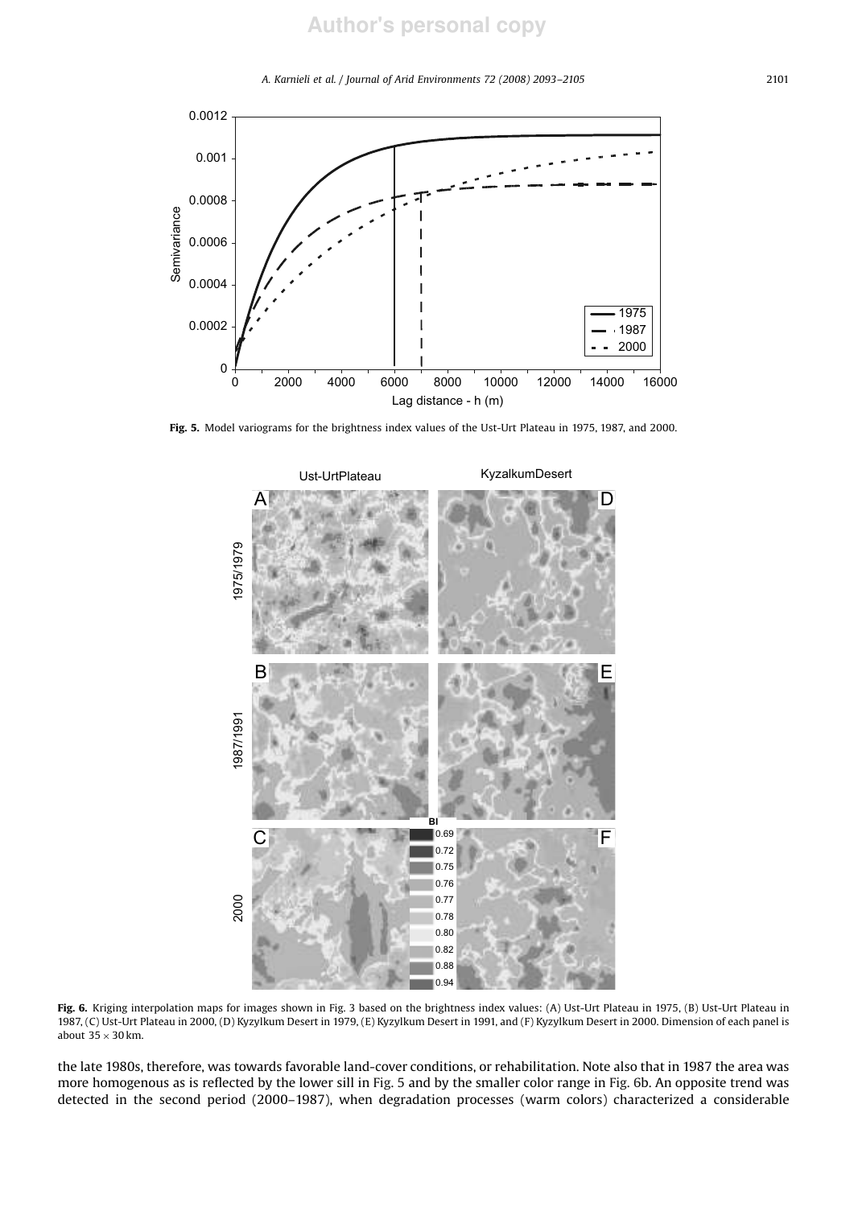**Fig. 5.** Model variograms for the brightness index values of the Ust-Urt Plateau in 1975, 1987, and 2000.

**Fig. 6.** Kriging interpolation maps for images shown in Fig. 3 based on the brightness index values: (A) Ust-Urt Plateau in 1975, (B) Ust-Urt Plateau in 1987, (C) Ust-Urt Plateau in 2000, (D) Kyzylkum Desert in 1979, (E) Kyzylkum Desert in 1991, and (F) Kyzylkum Desert in 2000. Dimension of each panel is about $35 \times 30$ km.

the late 1980s, therefore, was towards favorable land-cover conditions, or rehabilitation. Note also that in 1987 the area was more homogenous as is reflected by the lower sill in Fig. 5 and by the smaller color range in Fig. 6b. An opposite trend was detected in the second period (2000–1987), when degradation processes (warm colors) characterized a considerable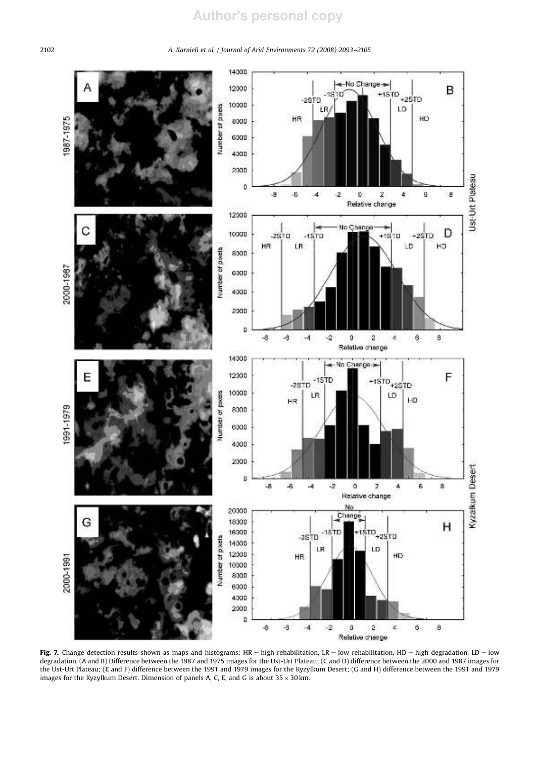**Fig. 7.** Change detection results shown as maps and histograms: HR = high rehabilitation, LR = low rehabilitation, HD = high degradation, LD = low degradation. (A and B) Difference between the 1987 and 1975 images for the Ust-Urt Plateau; (C and D) difference between the 2000 and 1987 images for the Ust-Urt Plateau; (E and F) difference between the 1991 and 1979 images for the Kyzylkum Desert; (G and H) difference between the 1991 and 1979 images for the Kyzylkum Desert. Dimension of panels A, C, E, and G is about 35 × 30 km.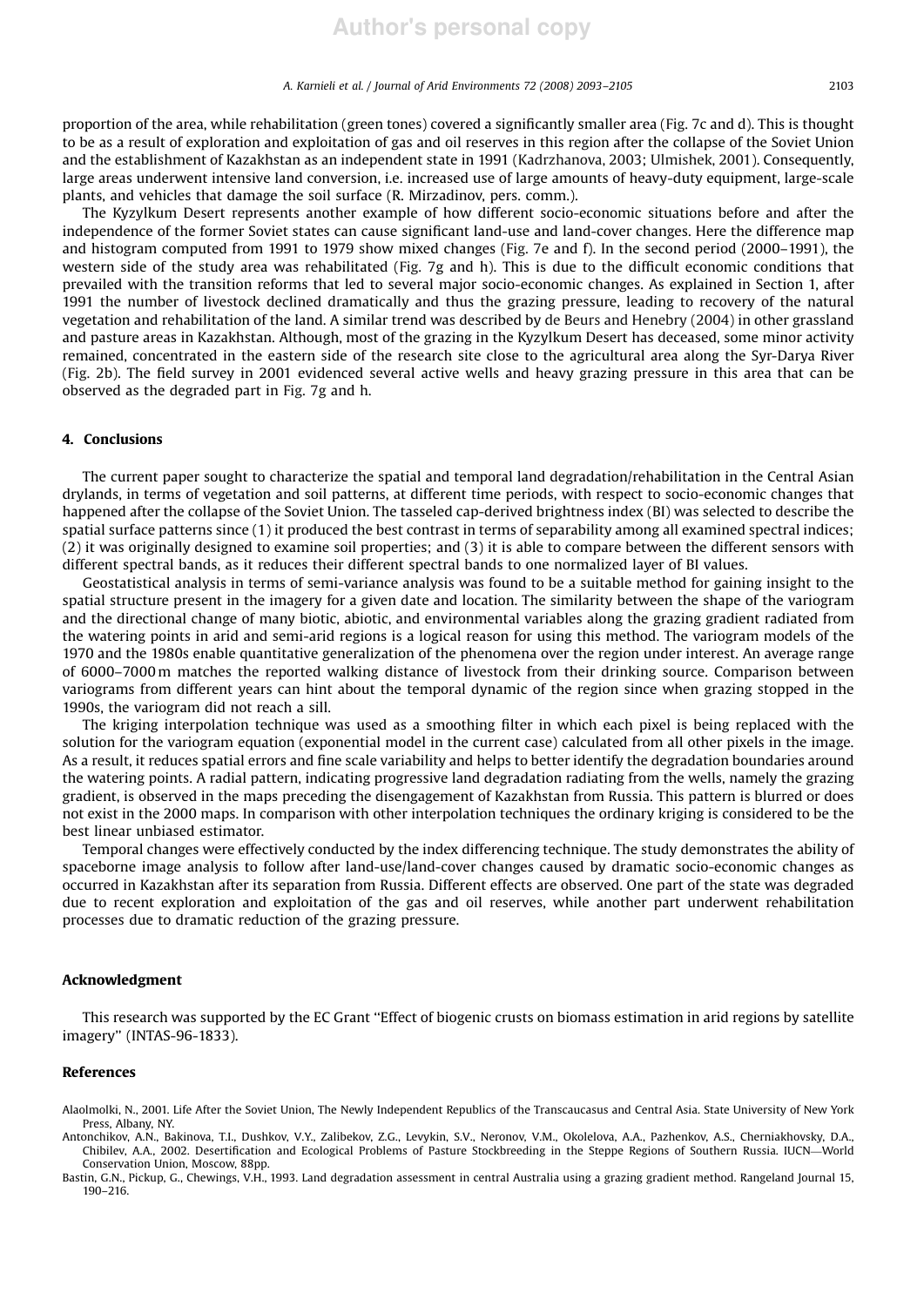proportion of the area, while rehabilitation (green tones) covered a significantly smaller area (Fig. 7c and d). This is thought to be as a result of exploration and exploitation of gas and oil reserves in this region after the collapse of the Soviet Union and the establishment of Kazakhstan as an independent state in 1991 (Kadrzhanova, 2003; Ulmishek, 2001). Consequently, large areas underwent intensive land conversion, i.e. increased use of large amounts of heavy-duty equipment, large-scale plants, and vehicles that damage the soil surface (R. Mirzadinov, pers. comm.).

The Kyzylkum Desert represents another example of how different socio-economic situations before and after the independence of the former Soviet states can cause significant land-use and land-cover changes. Here the difference map and histogram computed from 1991 to 1979 show mixed changes (Fig. 7e and f). In the second period (2000–1991), the western side of the study area was rehabilitated (Fig. 7g and h). This is due to the difficult economic conditions that prevailed with the transition reforms that led to several major socio-economic changes. As explained in Section 1, after 1991 the number of livestock declined dramatically and thus the grazing pressure, leading to recovery of the natural vegetation and rehabilitation of the land. A similar trend was described by de Beurs and Henebry (2004) in other grassland and pasture areas in Kazakhstan. Although, most of the grazing in the Kyzylkum Desert has deceased, some minor activity remained, concentrated in the eastern side of the research site close to the agricultural area along the Syr-Darya River (Fig. 2b). The field survey in 2001 evidenced several active wells and heavy grazing pressure in this area that can be observed as the degraded part in Fig. 7g and h.

## 4. Conclusions

The current paper sought to characterize the spatial and temporal land degradation/rehabilitation in the Central Asian drylands, in terms of vegetation and soil patterns, at different time periods, with respect to socio-economic changes that happened after the collapse of the Soviet Union. The tasseled cap-derived brightness index (BI) was selected to describe the spatial surface patterns since (1) it produced the best contrast in terms of separability among all examined spectral indices; (2) it was originally designed to examine soil properties; and (3) it is able to compare between the different sensors with different spectral bands, as it reduces their different spectral bands to one normalized layer of BI values.

Geostatistical analysis in terms of semi-variance analysis was found to be a suitable method for gaining insight to the spatial structure present in the imagery for a given date and location. The similarity between the shape of the variogram and the directional change of many biotic, abiotic, and environmental variables along the grazing gradient radiated from the watering points in arid and semi-arid regions is a logical reason for using this method. The variogram models of the 1970 and the 1980s enable quantitative generalization of the phenomena over the region under interest. An average range of 6000–7000 m matches the reported walking distance of livestock from their drinking source. Comparison between variograms from different years can hint about the temporal dynamic of the region since when grazing stopped in the 1990s, the variogram did not reach a sill.

The kriging interpolation technique was used as a smoothing filter in which each pixel is being replaced with the solution for the variogram equation (exponential model in the current case) calculated from all other pixels in the image. As a result, it reduces spatial errors and fine scale variability and helps to better identify the degradation boundaries around the watering points. A radial pattern, indicating progressive land degradation radiating from the wells, namely the grazing gradient, is observed in the maps preceding the disengagement of Kazakhstan from Russia. This pattern is blurred or does not exist in the 2000 maps. In comparison with other interpolation techniques the ordinary kriging is considered to be the best linear unbiased estimator.

Temporal changes were effectively conducted by the index differencing technique. The study demonstrates the ability of spaceborne image analysis to follow after land-use/land-cover changes caused by dramatic socio-economic changes as occurred in Kazakhstan after its separation from Russia. Different effects are observed. One part of the state was degraded due to recent exploration and exploitation of the gas and oil reserves, while another part underwent rehabilitation processes due to dramatic reduction of the grazing pressure.

## Acknowledgment

This research was supported by the EC Grant "Effect of biogenic crusts on biomass estimation in arid regions by satellite imagery" (INTAS-96-1833).

## References

Alaolmolki, N., 2001. Life After the Soviet Union, The Newly Independent Republics of the Transcaucasus and Central Asia. State University of New York Press, Albany, NY.

Antonchikov, A.N., Bakinova, T.I., Dushkov, V.Y., Zalibekov, Z.G., Levykin, S.V., Neronov, V.M., Okolelova, A.A., Pazhenkov, A.S., Cherniakhovsky, D.A., Chibilev, A.A., 2002. Desertification and Ecological Problems of Pasture Stockbreeding in the Steppe Regions of Southern Russia. IUCN—World Conservation Union, Moscow, 88pp.

Bastin, G.N., Pickup, G., Chewings, V.H., 1993. Land degradation assessment in central Australia using a grazing gradient method. Rangeland Journal 15, 190–216.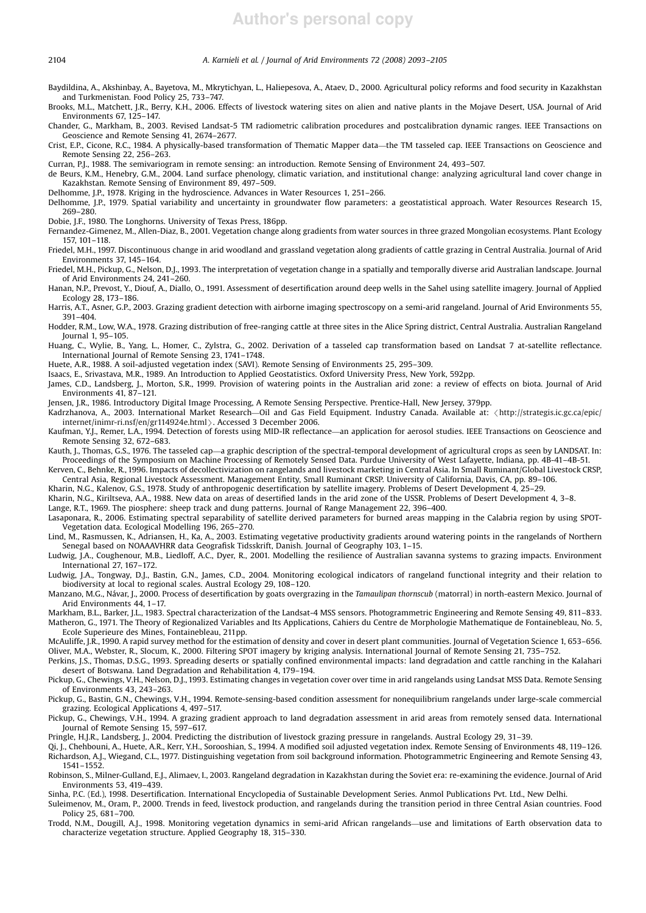Baydildina, A., Akshinbay, A., Bayetova, M., Mkrytichyan, L., Haliepesova, A., Ataev, D., 2000. Agricultural policy reforms and food security in Kazakhstan and Turkmenistan. Food Policy 25, 733–747.

Brooks, M.L., Matchett, J.R., Berry, K.H., 2006. Effects of livestock watering sites on alien and native plants in the Mojave Desert, USA. Journal of Arid Environments 67, 125–147.

Chander, G., Markham, B., 2003. Revised Landsat-5 TM radiometric calibration procedures and postcalibration dynamic ranges. IEEE Transactions on Geoscience and Remote Sensing 41, 2674–2677.

Crist, E.P., Cicone, R.C., 1984. A physically-based transformation of Thematic Mapper data—the TM tasseled cap. IEEE Transactions on Geoscience and Remote Sensing 22, 256–263.

Curran, P.J., 1988. The semivariogram in remote sensing: an introduction. Remote Sensing of Environment 24, 493–507.

de Beurs, K.M., Henebry, G.M., 2004. Land surface phenology, climatic variation, and institutional change: analyzing agricultural land cover change in Kazakhstan. Remote Sensing of Environment 89, 497–509.

Delhomme, J.P., 1978. Kriging in the hydroscience. Advances in Water Resources 1, 251–266.

Delhomme, J.P., 1979. Spatial variability and uncertainty in groundwater flow parameters: a geostatistical approach. Water Resources Research 15, 269–280.

Dobie, J.F., 1980. The Longhorns. University of Texas Press, 186pp.

Fernandez-Gimenez, M., Allen-Diaz, B., 2001. Vegetation change along gradients from water sources in three grazed Mongolian ecosystems. Plant Ecology 157, 101–118.

Friedel, M.H., 1997. Discontinuous change in arid woodland and grassland vegetation along gradients of cattle grazing in Central Australia. Journal of Arid Environments 37, 145–164.

Friedel, M.H., Pickup, G., Nelson, D.J., 1993. The interpretation of vegetation change in a spatially and temporally diverse arid Australian landscape. Journal of Arid Environments 24, 241–260.

Hanan, N.P., Prevost, Y., Diouf, A., Diallo, O., 1991. Assessment of desertification around deep wells in the Sahel using satellite imagery. Journal of Applied Ecology 28, 173–186.

Harris, A.T., Asner, G.P., 2003. Grazing gradient detection with airborne imaging spectroscopy on a semi-arid rangeland. Journal of Arid Environments 55, 391–404.

Hodder, R.M., Low, W.A., 1978. Grazing distribution of free-ranging cattle at three sites in the Alice Spring district, Central Australia. Australian Rangeland Journal 1, 95–105.

Huang, C., Wylie, B., Yang, L., Homer, C., Zylstra, G., 2002. Derivation of a tasseled cap transformation based on Landsat 7 at-satellite reflectance. International Journal of Remote Sensing 23, 1741–1748.

Huete, A.R., 1988. A soil-adjusted vegetation index (SAVI). Remote Sensing of Environments 25, 295–309.

Isaacs, E., Srivastava, M.R., 1989. An Introduction to Applied Geostatistics. Oxford University Press, New York, 592pp.

James, C.D., Landsberg, J., Morton, S.R., 1999. Provision of watering points in the Australian arid zone: a review of effects on biota. Journal of Arid Environments 41, 87–121.

Jensen, J.R., 1986. Introductory Digital Image Processing, A Remote Sensing Perspective. Prentice-Hall, New Jersey, 379pp.

Kadrzhanova, A., 2003. International Market Research—Oil and Gas Field Equipment. Industry Canada. Available at: 〈http://strategis.ic.gc.ca/epic/internet/inimr-ri.nsf/en/gr114924e.html〉. Accessed 3 December 2006.

Kaufman, Y.J., Remer, L.A., 1994. Detection of forests using MID-IR reflectance—an application for aerosol studies. IEEE Transactions on Geoscience and Remote Sensing 32, 672–683.

Kauth, J., Thomas, G.S., 1976. The tasseled cap—a graphic description of the spectral-temporal development of agricultural crops as seen by LANDSAT. In: Proceedings of the Symposium on Machine Processing of Remotely Sensed Data. Purdue University of West Lafayette, Indiana, pp. 4B-41–4B-51.

Kerven, C., Behnke, R., 1996. Impacts of decollectivization on rangelands and livestock marketing in Central Asia. In Small Ruminant/Global Livestock CRSP, Central Asia, Regional Livestock Assessment. Management Entity, Small Ruminant CRSP. University of California, Davis, CA, pp. 89–106.

Kharin, N.G., Kalenov, G.S., 1978. Study of anthropogenic desertification by satellite imagery. Problems of Desert Development 4, 25–29.

Kharin, N.G., Kiriltseva, A.A., 1988. New data on areas of desertified lands in the arid zone of the USSR. Problems of Desert Development 4, 3–8.

Lange, R.T., 1969. The piosphere: sheep track and dung patterns. Journal of Range Management 22, 396–400.

Lasaponara, R., 2006. Estimating spectral separability of satellite derived parameters for burned areas mapping in the Calabria region by using SPOT-Vegetation data. Ecological Modelling 196, 265–270.

Lind, M., Rasmussen, K., Adriansen, H., Ka, A., 2003. Estimating vegetative productivity gradients around watering points in the rangelands of Northern Senegal based on NOAAAVHRR data Geografisk Tidsskrift, Danish. Journal of Geography 103, 1–15.

Ludwig, J.A., Coughenour, M.B., Liedloff, A.C., Dyer, R., 2001. Modelling the resilience of Australian savanna systems to grazing impacts. Environment International 27, 167–172.

Ludwig, J.A., Tongway, D.J., Bastin, G.N., James, C.D., 2004. Monitoring ecological indicators of rangeland functional integrity and their relation to biodiversity at local to regional scales. Austral Ecology 29, 108–120.

Manzano, M.G., Návar, J., 2000. Process of desertification by goats overgrazing in the *Tamaulipan thornscub* (matorral) in north-eastern Mexico. Journal of Arid Environments 44, 1–17.

Markham, B.L., Barker, J.L., 1983. Spectral characterization of the Landsat-4 MSS sensors. Photogrammetric Engineering and Remote Sensing 49, 811–833.

Matheron, G., 1971. The Theory of Regionalized Variables and Its Applications, Cahiers du Centre de Morphologie Mathematique de Fontainebleau, No. 5, Ecole Superieure des Mines, Fontainebleau, 211pp.

McAuliffe, J.R., 1990. A rapid survey method for the estimation of density and cover in desert plant communities. Journal of Vegetation Science 1, 653–656.

Oliver, M.A., Webster, R., Slocum, K., 2000. Filtering SPOT imagery by kriging analysis. International Journal of Remote Sensing 21, 735–752.

Perkins, J.S., Thomas, D.S.G., 1993. Spreading deserts or spatially confined environmental impacts: land degradation and cattle ranching in the Kalahari desert of Botswana. Land Degradation and Rehabilitation 4, 179–194.

Pickup, G., Chewings, V.H., Nelson, D.J., 1993. Estimating changes in vegetation cover over time in arid rangelands using Landsat MSS Data. Remote Sensing of Environments 43, 243–263.

Pickup, G., Bastin, G.N., Chewings, V.H., 1994. Remote-sensing-based condition assessment for nonequilibrium rangelands under large-scale commercial grazing. Ecological Applications 4, 497–517.

Pickup, G., Chewings, V.H., 1994. A grazing gradient approach to land degradation assessment in arid areas from remotely sensed data. International Journal of Remote Sensing 15, 597–617.

Pringle, H.J.R., Landsberg, J., 2004. Predicting the distribution of livestock grazing pressure in rangelands. Austral Ecology 29, 31–39.

Qi, J., Chehbouni, A., Huete, A.R., Kerr, Y.H., Sorooshian, S., 1994. A modified soil adjusted vegetation index. Remote Sensing of Environments 48, 119–126.

Richardson, A.J., Wiegand, C.L., 1977. Distinguishing vegetation from soil background information. Photogrammetric Engineering and Remote Sensing 43, 1541–1552.

Robinson, S., Milner-Gulland, E.J., Alimaev, I., 2003. Rangeland degradation in Kazakhstan during the Soviet era: re-examining the evidence. Journal of Arid Environments 53, 419–439.

Sinha, P.C. (Ed.), 1998. Desertification. International Encyclopedia of Sustainable Development Series. Anmol Publications Pvt. Ltd., New Delhi.

Suleimenov, M., Oram, P., 2000. Trends in feed, livestock production, and rangelands during the transition period in three Central Asian countries. Food Policy 25, 681–700.

Trodd, N.M., Dougill, A.J., 1998. Monitoring vegetation dynamics in semi-arid African rangelands—use and limitations of Earth observation data to characterize vegetation structure. Applied Geography 18, 315–330.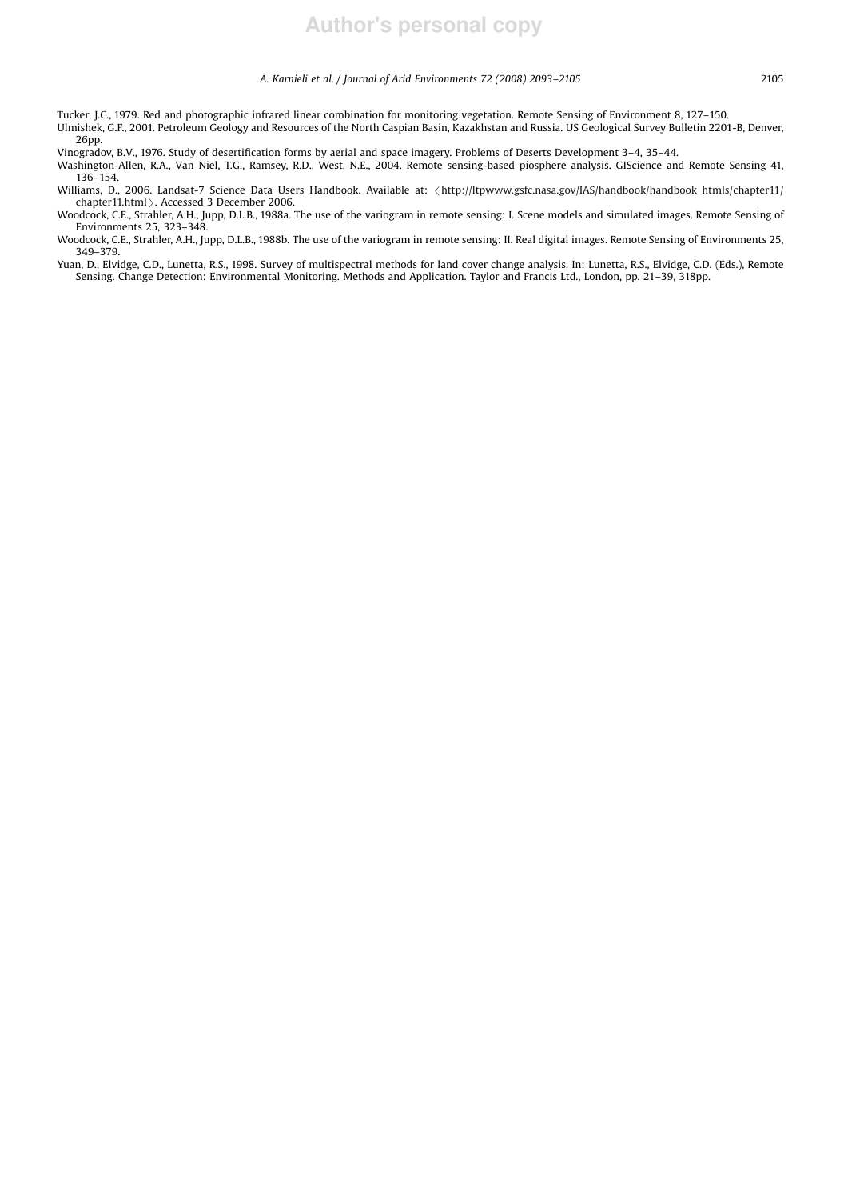Tucker, J.C., 1979. Red and photographic infrared linear combination for monitoring vegetation. Remote Sensing of Environment 8, 127–150.

Ulmishek, G.F., 2001. Petroleum Geology and Resources of the North Caspian Basin, Kazakhstan and Russia. US Geological Survey Bulletin 2201-B, Denver, 26pp.

Vinogradov, B.V., 1976. Study of desertification forms by aerial and space imagery. Problems of Deserts Development 3–4, 35–44.

Washington-Allen, R.A., Van Niel, T.G., Ramsey, R.D., West, N.E., 2004. Remote sensing-based piosphere analysis. GIScience and Remote Sensing 41, 136–154.

Williams, D., 2006. Landsat-7 Science Data Users Handbook. Available at: 〈http://ltpwww.gsfc.nasa.gov/IAS/handbook/handbook_htmls/chapter11/chapter11.html〉. Accessed 3 December 2006.

Woodcock, C.E., Strahler, A.H., Jupp, D.L.B., 1988a. The use of the variogram in remote sensing: I. Scene models and simulated images. Remote Sensing of Environments 25, 323–348.

Woodcock, C.E., Strahler, A.H., Jupp, D.L.B., 1988b. The use of the variogram in remote sensing: II. Real digital images. Remote Sensing of Environments 25, 349–379.

Yuan, D., Elvidge, C.D., Lunetta, R.S., 1998. Survey of multispectral methods for land cover change analysis. In: Lunetta, R.S., Elvidge, C.D. (Eds.), Remote Sensing. Change Detection: Environmental Monitoring. Methods and Application. Taylor and Francis Ltd., London, pp. 21–39, 318pp.